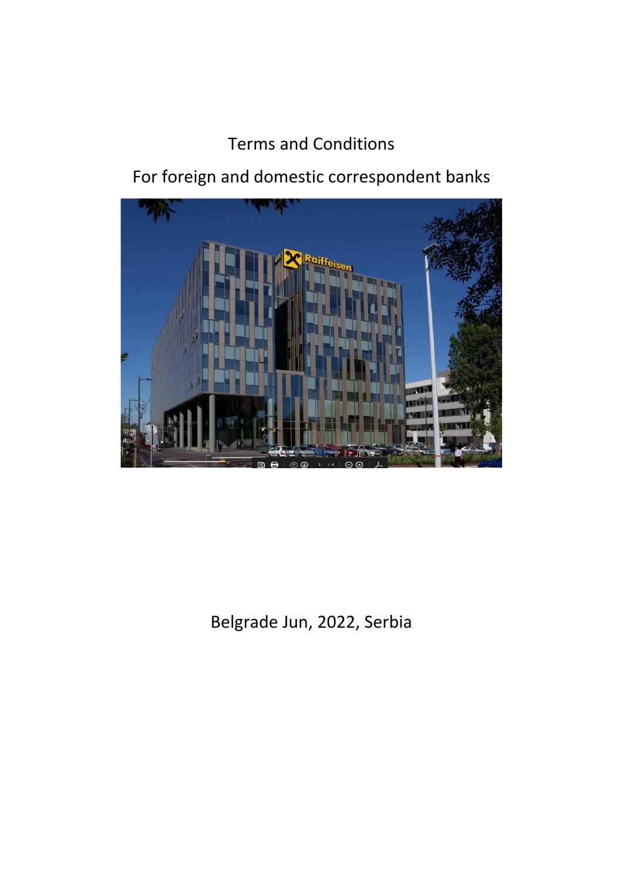# Terms and Conditions

## For foreign and domestic correspondent banks

Belgrade Jun, 2022, Serbia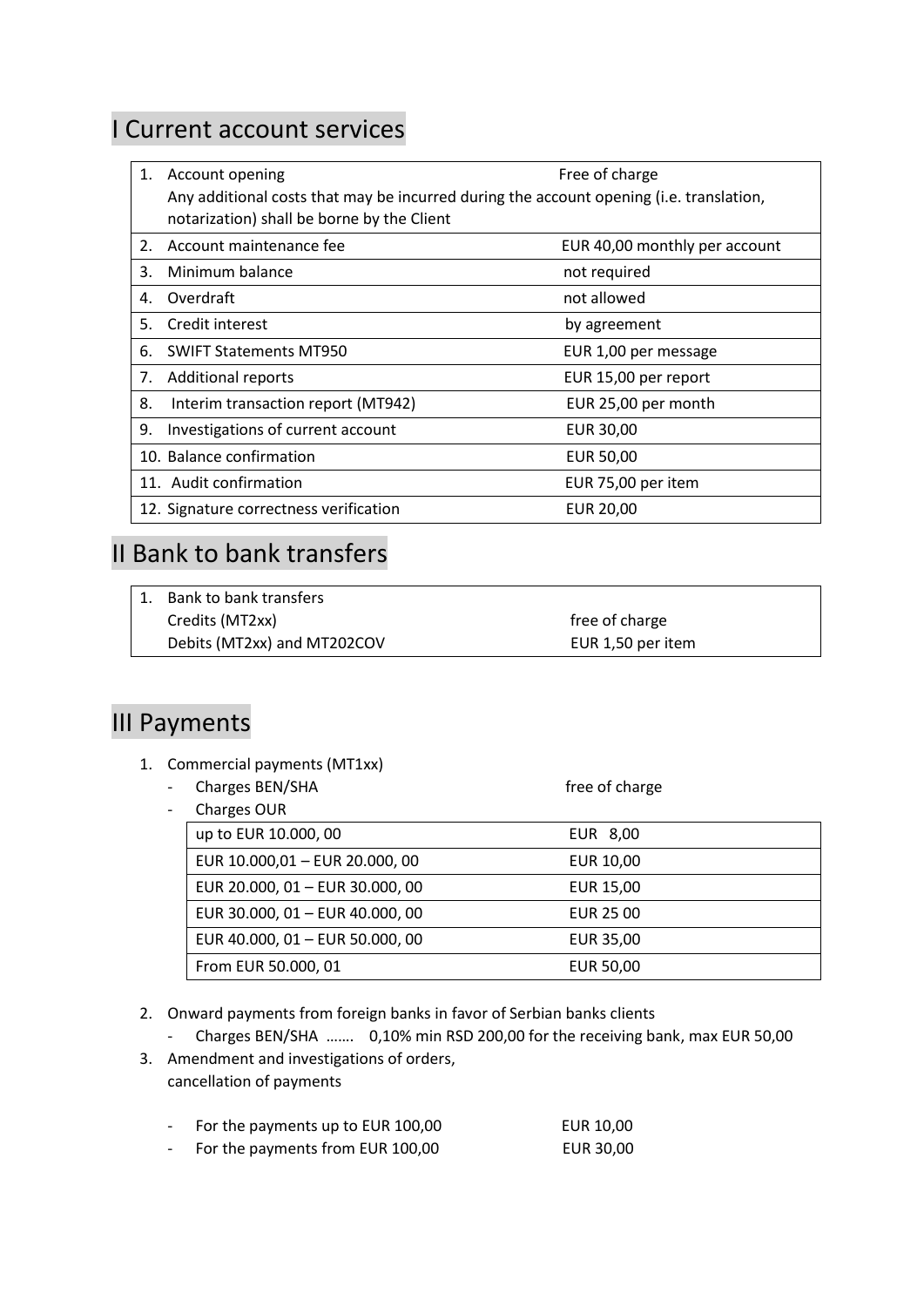## I Current account services

| | |
|---|---|
| 1. Account opening<br>Any additional costs that may be incurred during the account opening (i.e. translation, notarization) shall be borne by the Client | Free of charge |
| 2. Account maintenance fee | EUR 40,00 monthly per account |
| 3. Minimum balance | not required |
| 4. Overdraft | not allowed |
| 5. Credit interest | by agreement |
| 6. SWIFT Statements MT950 | EUR 1,00 per message |
| 7. Additional reports | EUR 15,00 per report |
| 8. Interim transaction report (MT942) | EUR 25,00 per month |
| 9. Investigations of current account | EUR 30,00 |
| 10. Balance confirmation | EUR 50,00 |
| 11. Audit confirmation | EUR 75,00 per item |
| 12. Signature correctness verification | EUR 20,00 |

## II Bank to bank transfers

| | |
|---|---|
| 1. Bank to bank transfers | |
| Credits (MT2xx) | free of charge |
| Debits (MT2xx) and MT202COV | EUR 1,50 per item |

## III Payments

1. Commercial payments (MT1xx)
   - Charges BEN/SHA — free of charge
   - Charges OUR

| | |
|---|---|
| up to EUR 10.000, 00 | EUR 8,00 |
| EUR 10.000,01 – EUR 20.000, 00 | EUR 10,00 |
| EUR 20.000, 01 – EUR 30.000, 00 | EUR 15,00 |
| EUR 30.000, 01 – EUR 40.000, 00 | EUR 25 00 |
| EUR 40.000, 01 – EUR 50.000, 00 | EUR 35,00 |
| From EUR 50.000, 01 | EUR 50,00 |

2. Onward payments from foreign banks in favor of Serbian banks clients
   - Charges BEN/SHA ……. 0,10% min RSD 200,00 for the receiving bank, max EUR 50,00
3. Amendment and investigations of orders, cancellation of payments

   - For the payments up to EUR 100,00 — EUR 10,00
   - For the payments from EUR 100,00 — EUR 30,00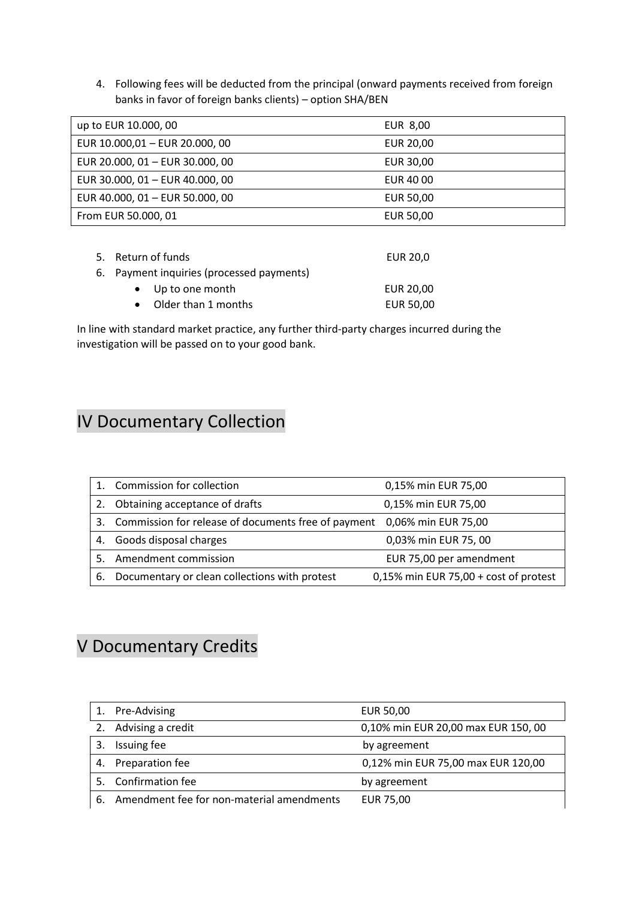4. Following fees will be deducted from the principal (onward payments received from foreign banks in favor of foreign banks clients) – option SHA/BEN

| | |
|---|---|
| up to EUR 10.000, 00 | EUR 8,00 |
| EUR 10.000,01 – EUR 20.000, 00 | EUR 20,00 |
| EUR 20.000, 01 – EUR 30.000, 00 | EUR 30,00 |
| EUR 30.000, 01 – EUR 40.000, 00 | EUR 40 00 |
| EUR 40.000, 01 – EUR 50.000, 00 | EUR 50,00 |
| From EUR 50.000, 01 | EUR 50,00 |

5. Return of funds — EUR 20,0
6. Payment inquiries (processed payments)
   - Up to one month — EUR 20,00
   - Older than 1 months — EUR 50,00

In line with standard market practice, any further third-party charges incurred during the investigation will be passed on to your good bank.

# IV Documentary Collection

| | |
|---|---|
| 1. Commission for collection | 0,15% min EUR 75,00 |
| 2. Obtaining acceptance of drafts | 0,15% min EUR 75,00 |
| 3. Commission for release of documents free of payment | 0,06% min EUR 75,00 |
| 4. Goods disposal charges | 0,03% min EUR 75, 00 |
| 5. Amendment commission | EUR 75,00 per amendment |
| 6. Documentary or clean collections with protest | 0,15% min EUR 75,00 + cost of protest |

# V Documentary Credits

| | |
|---|---|
| 1. Pre-Advising | EUR 50,00 |
| 2. Advising a credit | 0,10% min EUR 20,00 max EUR 150, 00 |
| 3. Issuing fee | by agreement |
| 4. Preparation fee | 0,12% min EUR 75,00 max EUR 120,00 |
| 5. Confirmation fee | by agreement |
| 6. Amendment fee for non-material amendments | EUR 75,00 |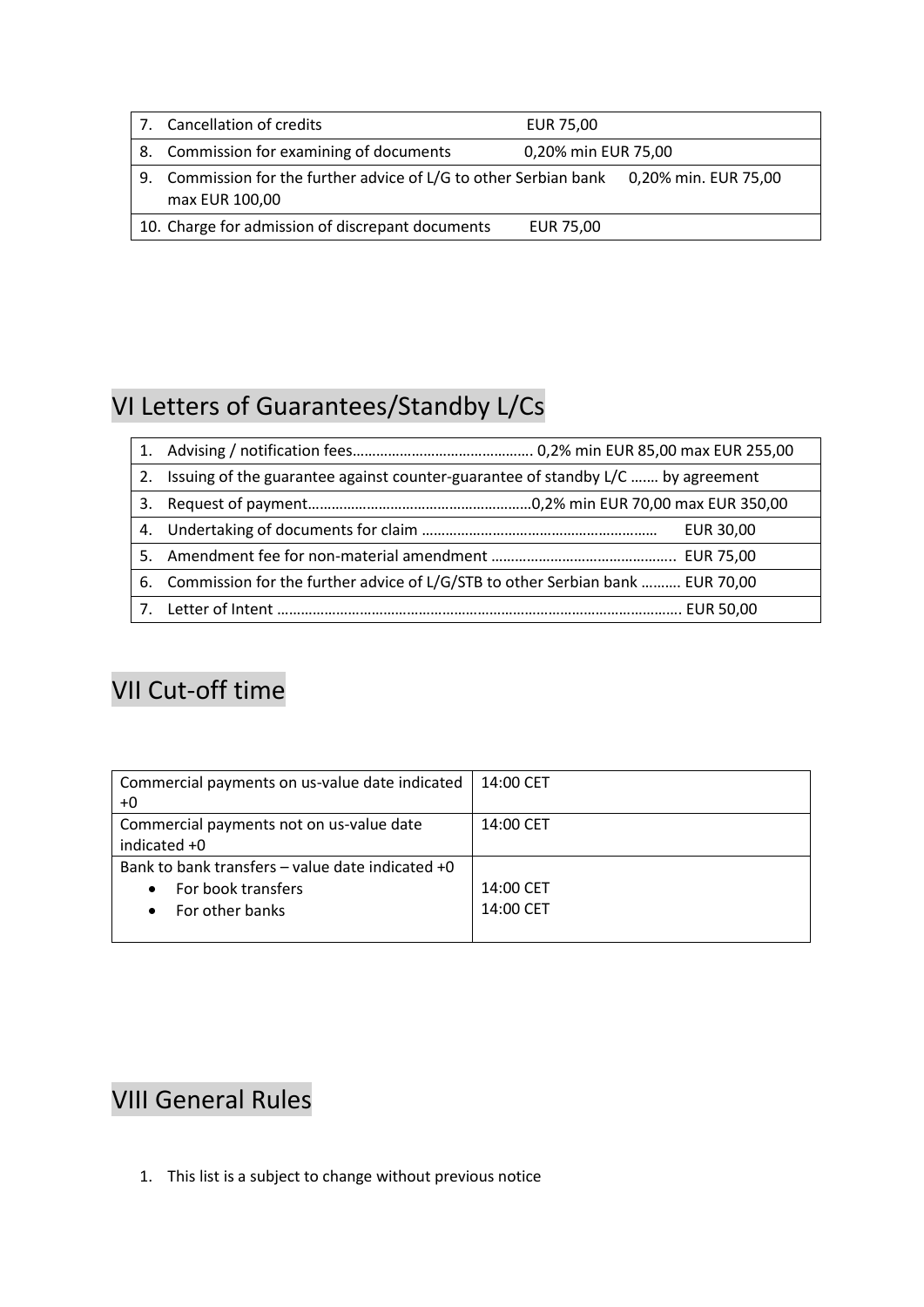| | | |
|---|---|---|
| 7. | Cancellation of credits | EUR 75,00 |
| 8. | Commission for examining of documents | 0,20% min EUR 75,00 |
| 9. | Commission for the further advice of L/G to other Serbian bank | 0,20% min. EUR 75,00 max EUR 100,00 |
| 10. | Charge for admission of discrepant documents | EUR 75,00 |

## VI Letters of Guarantees/Standby L/Cs

| | |
|---|---|
| 1. | Advising / notification fees……………………………………… 0,2% min EUR 85,00 max EUR 255,00 |
| 2. | Issuing of the guarantee against counter-guarantee of standby L/C ……. by agreement |
| 3. | Request of payment…………………………………………………0,2% min EUR 70,00 max EUR 350,00 |
| 4. | Undertaking of documents for claim …………………………………………………… EUR 30,00 |
| 5. | Amendment fee for non-material amendment ……………………………………….. EUR 75,00 |
| 6. | Commission for the further advice of L/G/STB to other Serbian bank ………. EUR 70,00 |
| 7. | Letter of Intent ……………………………………………………………………………………. EUR 50,00 |

## VII Cut-off time

| | |
|---|---|
| Commercial payments on us-value date indicated +0 | 14:00 CET |
| Commercial payments not on us-value date indicated +0 | 14:00 CET |
| Bank to bank transfers – value date indicated +0<br>• For book transfers<br>• For other banks | <br>14:00 CET<br>14:00 CET |

## VIII General Rules

1. This list is a subject to change without previous notice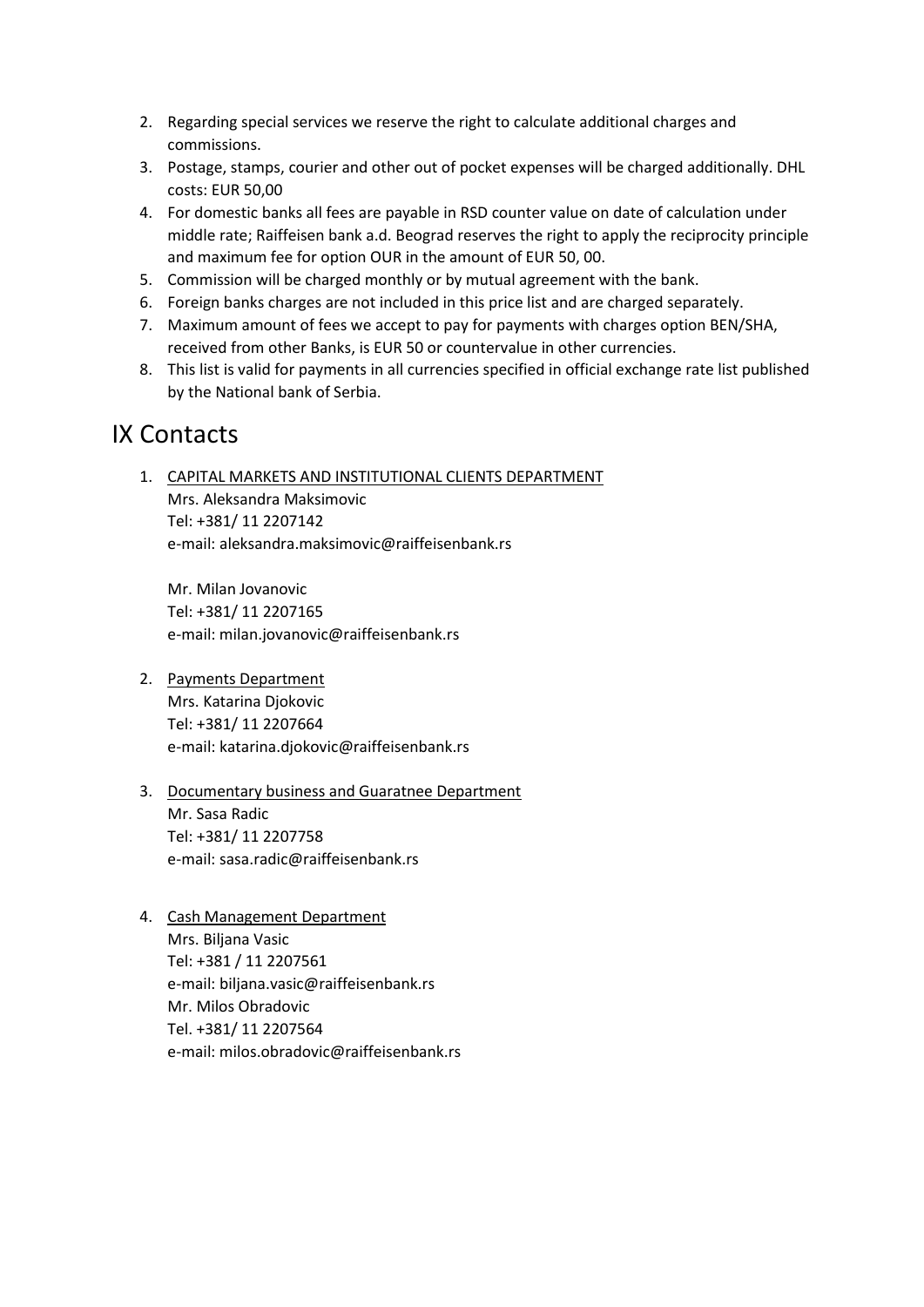2. Regarding special services we reserve the right to calculate additional charges and commissions.
3. Postage, stamps, courier and other out of pocket expenses will be charged additionally. DHL costs: EUR 50,00
4. For domestic banks all fees are payable in RSD counter value on date of calculation under middle rate; Raiffeisen bank a.d. Beograd reserves the right to apply the reciprocity principle and maximum fee for option OUR in the amount of EUR 50, 00.
5. Commission will be charged monthly or by mutual agreement with the bank.
6. Foreign banks charges are not included in this price list and are charged separately.
7. Maximum amount of fees we accept to pay for payments with charges option BEN/SHA, received from other Banks, is EUR 50 or countervalue in other currencies.
8. This list is valid for payments in all currencies specified in official exchange rate list published by the National bank of Serbia.

# IX Contacts

1. CAPITAL MARKETS AND INSTITUTIONAL CLIENTS DEPARTMENT
   Mrs. Aleksandra Maksimovic
   Tel: +381/ 11 2207142
   e-mail: aleksandra.maksimovic@raiffeisenbank.rs

   Mr. Milan Jovanovic
   Tel: +381/ 11 2207165
   e-mail: milan.jovanovic@raiffeisenbank.rs

2. Payments Department
   Mrs. Katarina Djokovic
   Tel: +381/ 11 2207664
   e-mail: katarina.djokovic@raiffeisenbank.rs

3. Documentary business and Guaratnee Department
   Mr. Sasa Radic
   Tel: +381/ 11 2207758
   e-mail: sasa.radic@raiffeisenbank.rs

4. Cash Management Department
   Mrs. Biljana Vasic
   Tel: +381 / 11 2207561
   e-mail: biljana.vasic@raiffeisenbank.rs
   Mr. Milos Obradovic
   Tel. +381/ 11 2207564
   e-mail: milos.obradovic@raiffeisenbank.rs